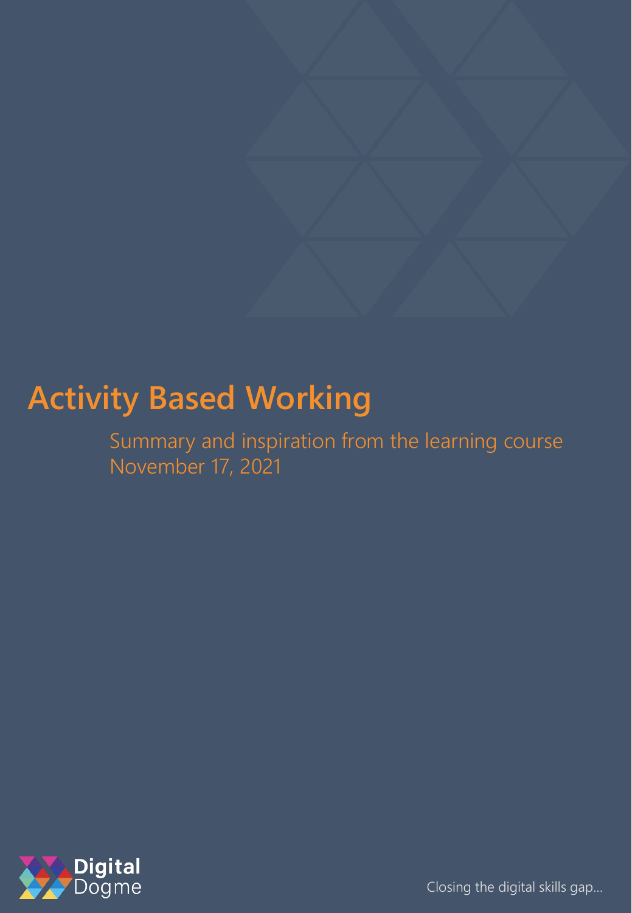# Activity Based Working

Summary and inspiration from the learning course
November 17, 2021

Digital Dogme

Closing the digital skills gap...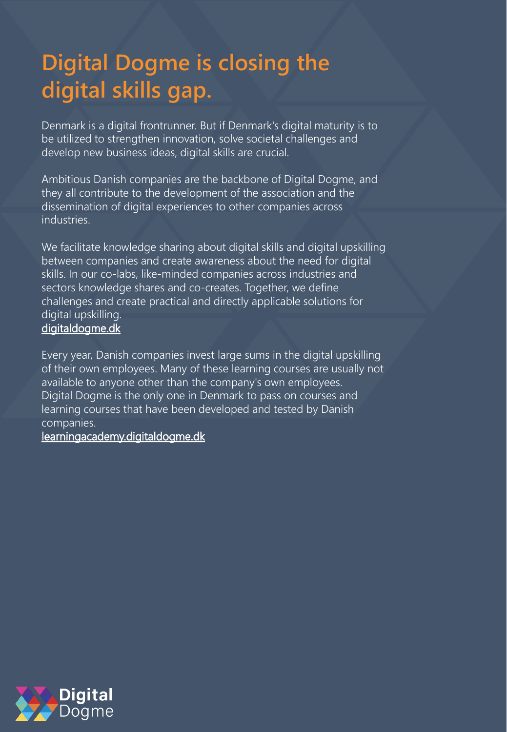# Digital Dogme is closing the digital skills gap.

Denmark is a digital frontrunner. But if Denmark's digital maturity is to be utilized to strengthen innovation, solve societal challenges and develop new business ideas, digital skills are crucial.

Ambitious Danish companies are the backbone of Digital Dogme, and they all contribute to the development of the association and the dissemination of digital experiences to other companies across industries.

We facilitate knowledge sharing about digital skills and digital upskilling between companies and create awareness about the need for digital skills. In our co-labs, like-minded companies across industries and sectors knowledge shares and co-creates. Together, we define challenges and create practical and directly applicable solutions for digital upskilling.
[digitaldogme.dk](digitaldogme.dk)

Every year, Danish companies invest large sums in the digital upskilling of their own employees. Many of these learning courses are usually not available to anyone other than the company's own employees. Digital Dogme is the only one in Denmark to pass on courses and learning courses that have been developed and tested by Danish companies.
[learningacademy.digitaldogme.dk](learningacademy.digitaldogme.dk)

Digital Dogme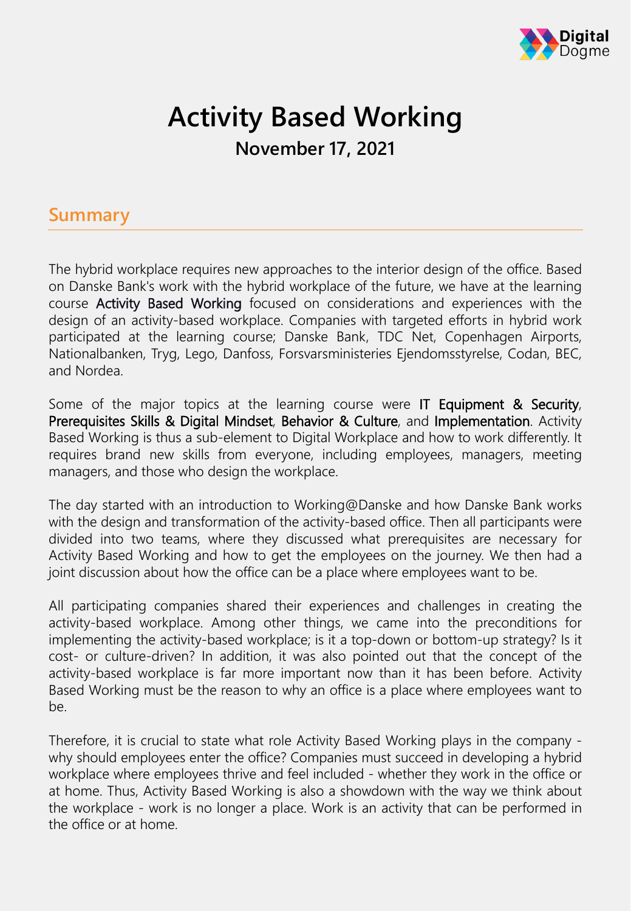# Activity Based Working

**November 17, 2021**

## Summary

The hybrid workplace requires new approaches to the interior design of the office. Based on Danske Bank's work with the hybrid workplace of the future, we have at the learning course **Activity Based Working** focused on considerations and experiences with the design of an activity-based workplace. Companies with targeted efforts in hybrid work participated at the learning course; Danske Bank, TDC Net, Copenhagen Airports, Nationalbanken, Tryg, Lego, Danfoss, Forsvarsministeries Ejendomsstyrelse, Codan, BEC, and Nordea.

Some of the major topics at the learning course were **IT Equipment & Security**, **Prerequisites Skills & Digital Mindset**, **Behavior & Culture**, and **Implementation**. Activity Based Working is thus a sub-element to Digital Workplace and how to work differently. It requires brand new skills from everyone, including employees, managers, meeting managers, and those who design the workplace.

The day started with an introduction to Working@Danske and how Danske Bank works with the design and transformation of the activity-based office. Then all participants were divided into two teams, where they discussed what prerequisites are necessary for Activity Based Working and how to get the employees on the journey. We then had a joint discussion about how the office can be a place where employees want to be.

All participating companies shared their experiences and challenges in creating the activity-based workplace. Among other things, we came into the preconditions for implementing the activity-based workplace; is it a top-down or bottom-up strategy? Is it cost- or culture-driven? In addition, it was also pointed out that the concept of the activity-based workplace is far more important now than it has been before. Activity Based Working must be the reason to why an office is a place where employees want to be.

Therefore, it is crucial to state what role Activity Based Working plays in the company - why should employees enter the office? Companies must succeed in developing a hybrid workplace where employees thrive and feel included - whether they work in the office or at home. Thus, Activity Based Working is also a showdown with the way we think about the workplace - work is no longer a place. Work is an activity that can be performed in the office or at home.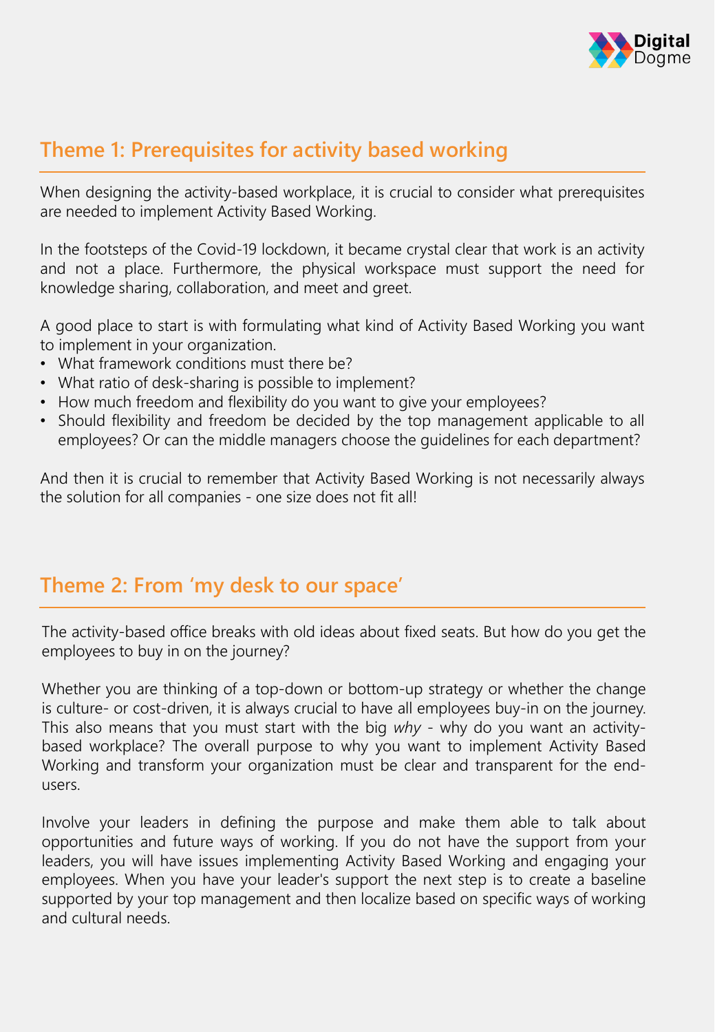## Theme 1: Prerequisites for activity based working

When designing the activity-based workplace, it is crucial to consider what prerequisites are needed to implement Activity Based Working.

In the footsteps of the Covid-19 lockdown, it became crystal clear that work is an activity and not a place. Furthermore, the physical workspace must support the need for knowledge sharing, collaboration, and meet and greet.

A good place to start is with formulating what kind of Activity Based Working you want to implement in your organization.

- What framework conditions must there be?
- What ratio of desk-sharing is possible to implement?
- How much freedom and flexibility do you want to give your employees?
- Should flexibility and freedom be decided by the top management applicable to all employees? Or can the middle managers choose the guidelines for each department?

And then it is crucial to remember that Activity Based Working is not necessarily always the solution for all companies - one size does not fit all!

## Theme 2: From 'my desk to our space'

The activity-based office breaks with old ideas about fixed seats. But how do you get the employees to buy in on the journey?

Whether you are thinking of a top-down or bottom-up strategy or whether the change is culture- or cost-driven, it is always crucial to have all employees buy-in on the journey. This also means that you must start with the big *why* - why do you want an activity-based workplace? The overall purpose to why you want to implement Activity Based Working and transform your organization must be clear and transparent for the end-users.

Involve your leaders in defining the purpose and make them able to talk about opportunities and future ways of working. If you do not have the support from your leaders, you will have issues implementing Activity Based Working and engaging your employees. When you have your leader's support the next step is to create a baseline supported by your top management and then localize based on specific ways of working and cultural needs.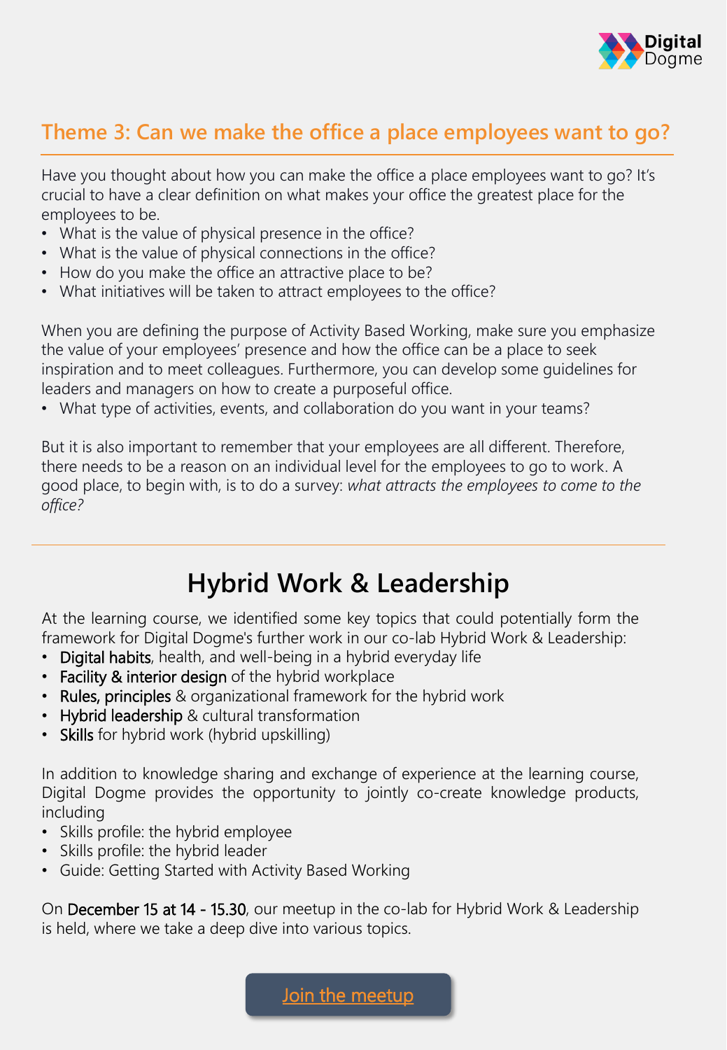## Theme 3: Can we make the office a place employees want to go?

Have you thought about how you can make the office a place employees want to go? It's crucial to have a clear definition on what makes your office the greatest place for the employees to be.

- What is the value of physical presence in the office?
- What is the value of physical connections in the office?
- How do you make the office an attractive place to be?
- What initiatives will be taken to attract employees to the office?

When you are defining the purpose of Activity Based Working, make sure you emphasize the value of your employees' presence and how the office can be a place to seek inspiration and to meet colleagues. Furthermore, you can develop some guidelines for leaders and managers on how to create a purposeful office.

- What type of activities, events, and collaboration do you want in your teams?

But it is also important to remember that your employees are all different. Therefore, there needs to be a reason on an individual level for the employees to go to work. A good place, to begin with, is to do a survey: *what attracts the employees to come to the office?*

---

# Hybrid Work & Leadership

At the learning course, we identified some key topics that could potentially form the framework for Digital Dogme's further work in our co-lab Hybrid Work & Leadership:

- **Digital habits**, health, and well-being in a hybrid everyday life
- **Facility & interior design** of the hybrid workplace
- **Rules, principles** & organizational framework for the hybrid work
- **Hybrid leadership** & cultural transformation
- **Skills** for hybrid work (hybrid upskilling)

In addition to knowledge sharing and exchange of experience at the learning course, Digital Dogme provides the opportunity to jointly co-create knowledge products, including

- Skills profile: the hybrid employee
- Skills profile: the hybrid leader
- Guide: Getting Started with Activity Based Working

On **December 15 at 14 - 15.30**, our meetup in the co-lab for Hybrid Work & Leadership is held, where we take a deep dive into various topics.

Join the meetup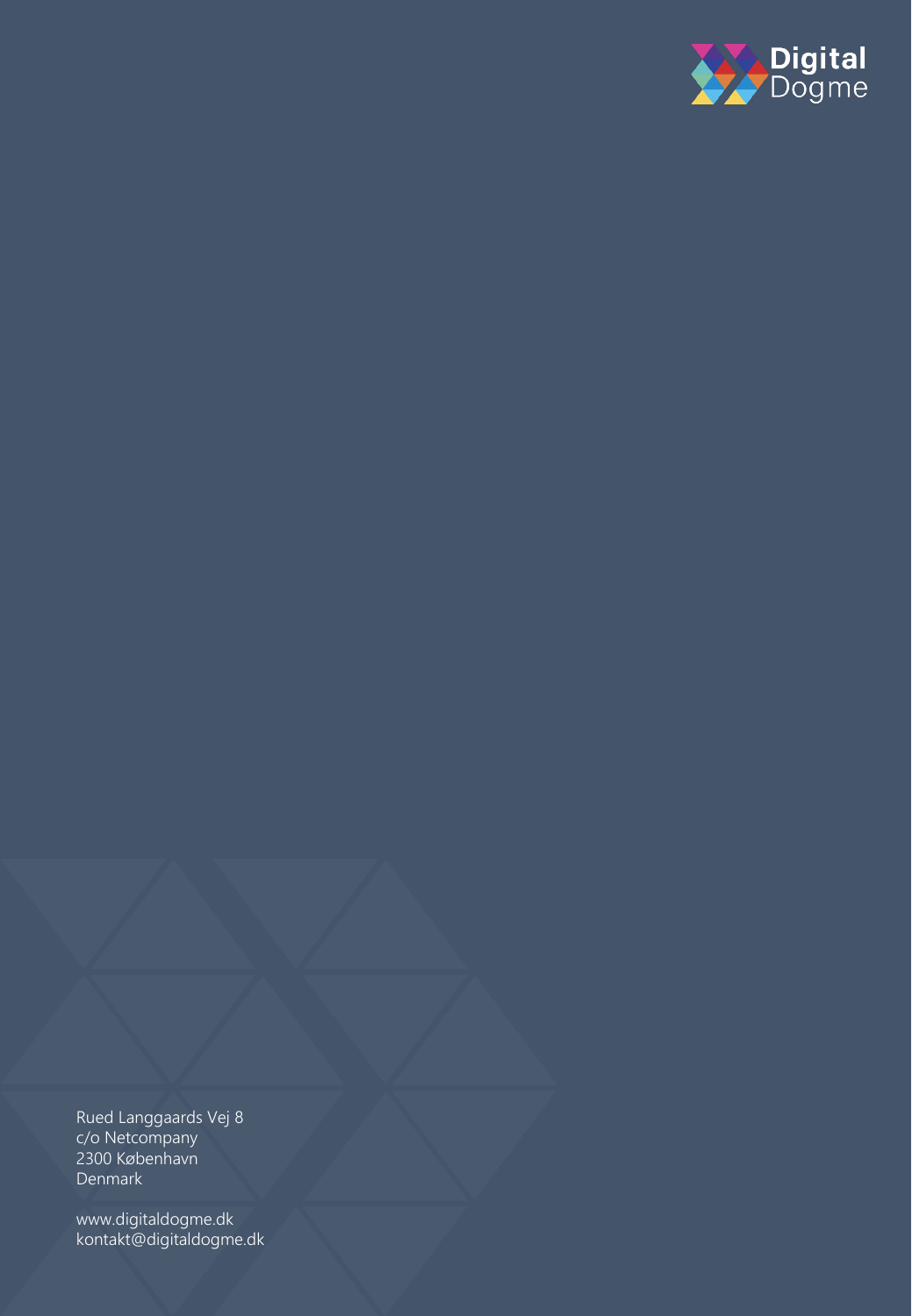Digital Dogme

Rued Langgaards Vej 8
c/o Netcompany
2300 København
Denmark

www.digitaldogme.dk
kontakt@digitaldogme.dk